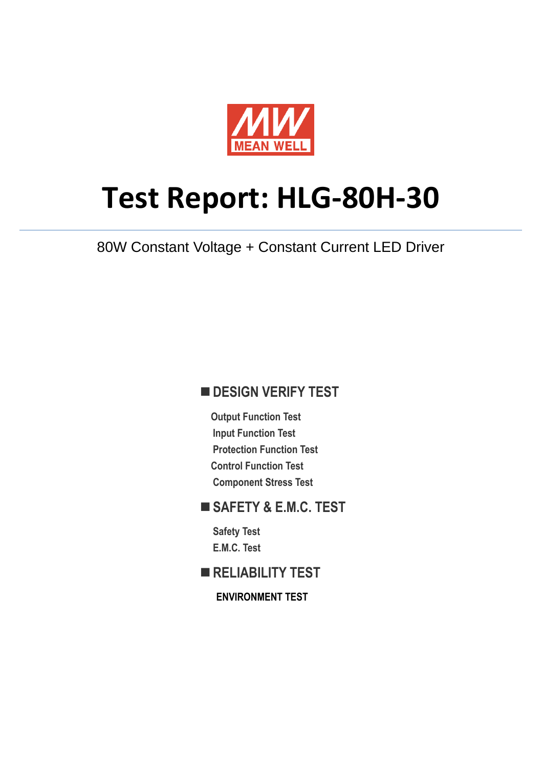MEAN WELL

# Test Report: HLG-80H-30

80W Constant Voltage + Constant Current LED Driver

## ■ DESIGN VERIFY TEST

- Output Function Test
- Input Function Test
- Protection Function Test
- Control Function Test
- Component Stress Test

## ■ SAFETY & E.M.C. TEST

- Safety Test
- E.M.C. Test

## ■ RELIABILITY TEST

- ENVIRONMENT TEST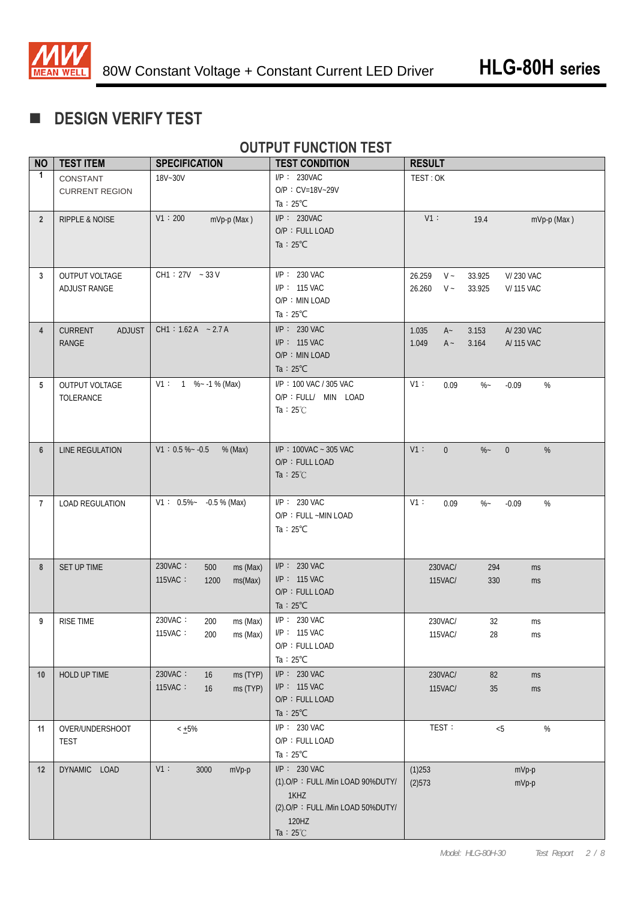## DESIGN VERIFY TEST

### OUTPUT FUNCTION TEST

| NO | TEST ITEM | SPECIFICATION | TEST CONDITION | RESULT |
|---|---|---|---|---|
| 1 | CONSTANT CURRENT REGION | 18V~30V | I/P： 230VAC<br>O/P：CV=18V~29V<br>Ta：25℃ | TEST : OK |
| 2 | RIPPLE & NOISE | V1：200 mVp-p (Max ) | I/P： 230VAC<br>O/P：FULL LOAD<br>Ta：25℃ | V1： 19.4 mVp-p (Max ) |
| 3 | OUTPUT VOLTAGE ADJUST RANGE | CH1：27V ~ 33 V | I/P： 230 VAC<br>I/P： 115 VAC<br>O/P：MIN LOAD<br>Ta：25℃ | 26.259 V ~ 33.925 V/ 230 VAC<br>26.260 V ~ 33.925 V/ 115 VAC |
| 4 | CURRENT ADJUST RANGE | CH1：1.62 A ~ 2.7 A | I/P： 230 VAC<br>I/P： 115 VAC<br>O/P：MIN LOAD<br>Ta：25℃ | 1.035 A~ 3.153 A/ 230 VAC<br>1.049 A ~ 3.164 A/ 115 VAC |
| 5 | OUTPUT VOLTAGE TOLERANCE | V1： 1 %~ -1 % (Max) | I/P：100 VAC / 305 VAC<br>O/P：FULL/ MIN LOAD<br>Ta：25℃ | V1： 0.09 %~ -0.09 % |
| 6 | LINE REGULATION | V1：0.5 %~ -0.5 % (Max) | I/P：100VAC ~ 305 VAC<br>O/P：FULL LOAD<br>Ta：25℃ | V1： 0 %~ 0 % |
| 7 | LOAD REGULATION | V1： 0.5%~ -0.5 % (Max) | I/P： 230 VAC<br>O/P：FULL ~MIN LOAD<br>Ta：25℃ | V1： 0.09 %~ -0.09 % |
| 8 | SET UP TIME | 230VAC： 500 ms (Max)<br>115VAC： 1200 ms(Max) | I/P： 230 VAC<br>I/P： 115 VAC<br>O/P：FULL LOAD<br>Ta：25℃ | 230VAC/ 294 ms<br>115VAC/ 330 ms |
| 9 | RISE TIME | 230VAC： 200 ms (Max)<br>115VAC： 200 ms (Max) | I/P： 230 VAC<br>I/P： 115 VAC<br>O/P：FULL LOAD<br>Ta：25℃ | 230VAC/ 32 ms<br>115VAC/ 28 ms |
| 10 | HOLD UP TIME | 230VAC： 16 ms (TYP)<br>115VAC： 16 ms (TYP) | I/P： 230 VAC<br>I/P： 115 VAC<br>O/P：FULL LOAD<br>Ta：25℃ | 230VAC/ 82 ms<br>115VAC/ 35 ms |
| 11 | OVER/UNDERSHOOT TEST | < ±5% | I/P： 230 VAC<br>O/P：FULL LOAD<br>Ta：25℃ | TEST： <5 % |
| 12 | DYNAMIC LOAD | V1： 3000 mVp-p | I/P： 230 VAC<br>(1).O/P：FULL /Min LOAD 90%DUTY/ 1KHZ<br>(2).O/P：FULL /Min LOAD 50%DUTY/ 120HZ<br>Ta：25℃ | (1)253 mVp-p<br>(2)573 mVp-p |

Model: HLG-80H-30 Test Report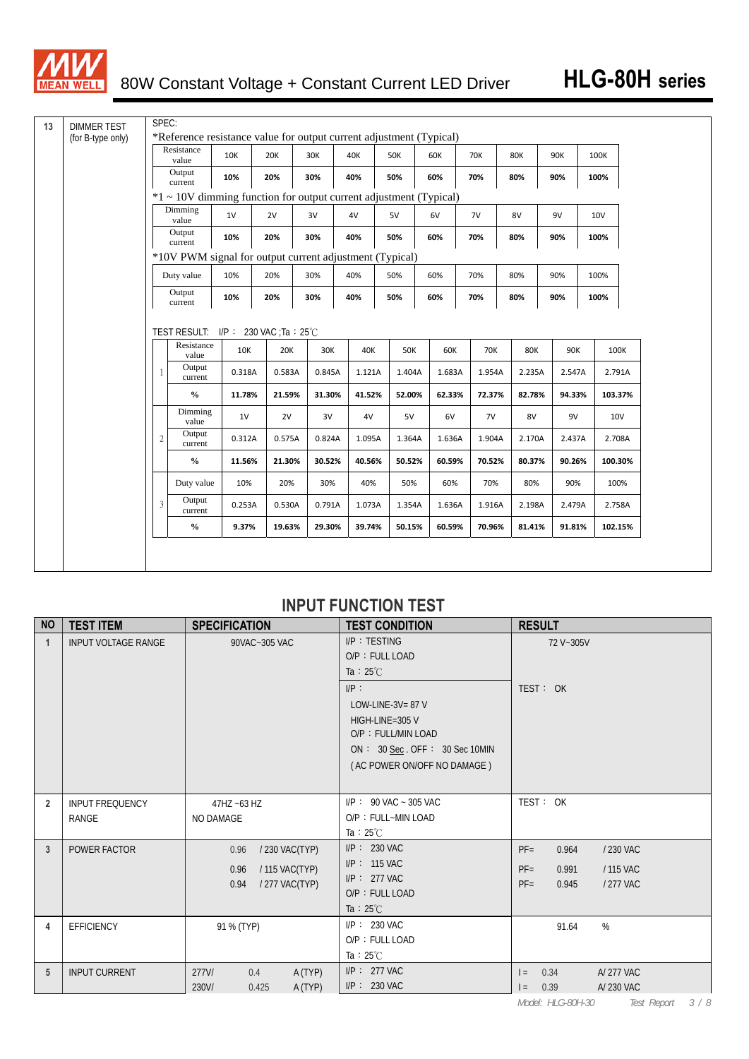# 80W Constant Voltage + Constant Current LED Driver

## HLG-80H series

**13 DIMMER TEST (for B-type only)**

SPEC:

*Reference resistance value for output current adjustment (Typical)

| Resistance value | 10K | 20K | 30K | 40K | 50K | 60K | 70K | 80K | 90K | 100K |
|---|---|---|---|---|---|---|---|---|---|---|
| Output current | 10% | 20% | 30% | 40% | 50% | 60% | 70% | 80% | 90% | 100% |

*1 ~ 10V dimming function for output current adjustment (Typical)

| Dimming value | 1V | 2V | 3V | 4V | 5V | 6V | 7V | 8V | 9V | 10V |
|---|---|---|---|---|---|---|---|---|---|---|
| Output current | 10% | 20% | 30% | 40% | 50% | 60% | 70% | 80% | 90% | 100% |

*10V PWM signal for output current adjustment (Typical)

| Duty value | 10% | 20% | 30% | 40% | 50% | 60% | 70% | 80% | 90% | 100% |
|---|---|---|---|---|---|---|---|---|---|---|
| Output current | 10% | 20% | 30% | 40% | 50% | 60% | 70% | 80% | 90% | 100% |

TEST RESULT: I/P： 230 VAC ;Ta：25℃

| | | | | | | | | | | | |
|---|---|---|---|---|---|---|---|---|---|---|---|
| 1 | Resistance value | 10K | 20K | 30K | 40K | 50K | 60K | 70K | 80K | 90K | 100K |
| | Output current | 0.318A | 0.583A | 0.845A | 1.121A | 1.404A | 1.683A | 1.954A | 2.235A | 2.547A | 2.791A |
| | % | 11.78% | 21.59% | 31.30% | 41.52% | 52.00% | 62.33% | 72.37% | 82.78% | 94.33% | 103.37% |
| 2 | Dimming value | 1V | 2V | 3V | 4V | 5V | 6V | 7V | 8V | 9V | 10V |
| | Output current | 0.312A | 0.575A | 0.824A | 1.095A | 1.364A | 1.636A | 1.904A | 2.170A | 2.437A | 2.708A |
| | % | 11.56% | 21.30% | 30.52% | 40.56% | 50.52% | 60.59% | 70.52% | 80.37% | 90.26% | 100.30% |
| 3 | Duty value | 10% | 20% | 30% | 40% | 50% | 60% | 70% | 80% | 90% | 100% |
| | Output current | 0.253A | 0.530A | 0.791A | 1.073A | 1.354A | 1.636A | 1.916A | 2.198A | 2.479A | 2.758A |
| | % | 9.37% | 19.63% | 29.30% | 39.74% | 50.15% | 60.59% | 70.96% | 81.41% | 91.81% | 102.15% |

## INPUT FUNCTION TEST

| NO | TEST ITEM | SPECIFICATION | TEST CONDITION | RESULT |
|---|---|---|---|---|
| 1 | INPUT VOLTAGE RANGE | 90VAC~305 VAC | I/P：TESTING<br>O/P：FULL LOAD<br>Ta：25℃<br>I/P：<br>LOW-LINE-3V= 87 V<br>HIGH-LINE=305 V<br>O/P：FULL/MIN LOAD<br>ON： 30 Sec . OFF： 30 Sec 10MIN<br>( AC POWER ON/OFF NO DAMAGE ) | 72 V~305V<br><br>TEST： OK |
| 2 | INPUT FREQUENCY RANGE | 47HZ ~63 HZ<br>NO DAMAGE | I/P： 90 VAC ~ 305 VAC<br>O/P：FULL~MIN LOAD<br>Ta：25℃ | TEST： OK |
| 3 | POWER FACTOR | 0.96 / 230 VAC(TYP)<br>0.96 / 115 VAC(TYP)<br>0.94 / 277 VAC(TYP) | I/P： 230 VAC<br>I/P： 115 VAC<br>I/P： 277 VAC<br>O/P：FULL LOAD<br>Ta：25℃ | PF= 0.964 / 230 VAC<br>PF= 0.991 / 115 VAC<br>PF= 0.945 / 277 VAC |
| 4 | EFFICIENCY | 91 % (TYP) | I/P： 230 VAC<br>O/P：FULL LOAD<br>Ta：25℃ | 91.64 % |
| 5 | INPUT CURRENT | 277V/ 0.4 A (TYP)<br>230V/ 0.425 A (TYP) | I/P： 277 VAC<br>I/P： 230 VAC | I = 0.34 A/ 277 VAC<br>I = 0.39 A/ 230 VAC |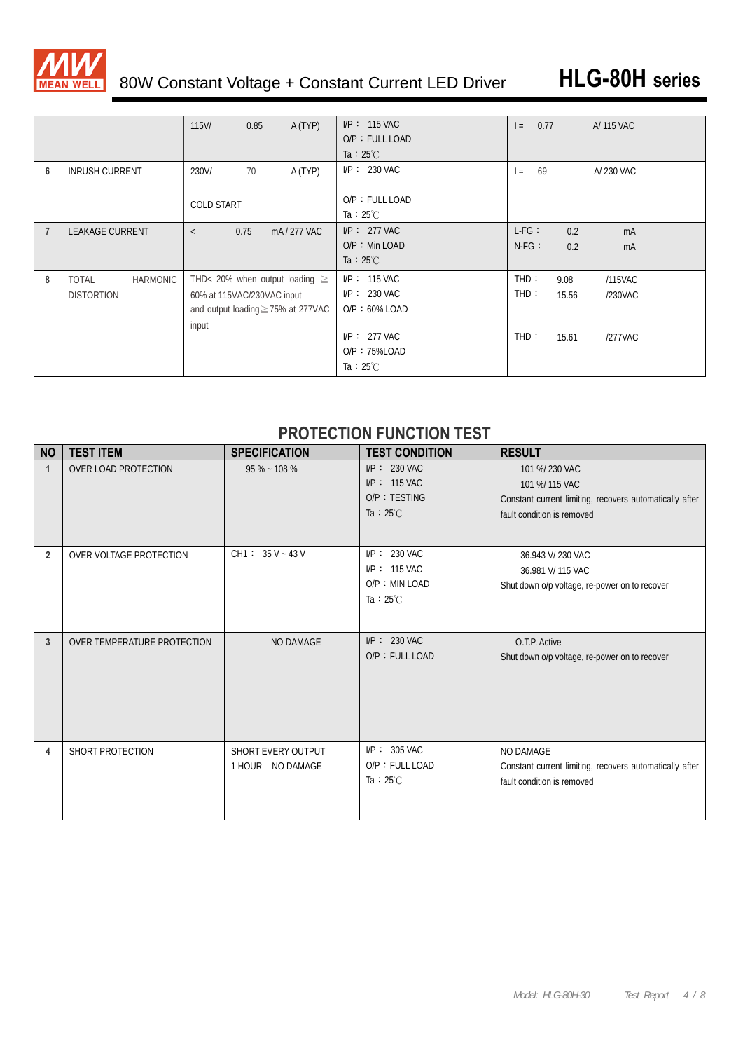| | | | | |
|---|---|---|---|---|
| | | 115V/ 0.85 A (TYP) | I/P： 115 VAC<br>O/P：FULL LOAD<br>Ta：25℃ | I = 0.77 A/ 115 VAC |
| 6 | INRUSH CURRENT | 230V/ 70 A (TYP)<br><br>COLD START | I/P： 230 VAC<br><br>O/P：FULL LOAD<br>Ta：25℃ | I = 69 A/ 230 VAC |
| 7 | LEAKAGE CURRENT | < 0.75 mA / 277 VAC | I/P： 277 VAC<br>O/P：Min LOAD<br>Ta：25℃ | L-FG： 0.2 mA<br>N-FG： 0.2 mA |
| 8 | TOTAL HARMONIC DISTORTION | THD< 20% when output loading ≧ 60% at 115VAC/230VAC input and output loading≧75% at 277VAC input | I/P： 115 VAC<br>I/P： 230 VAC<br>O/P：60% LOAD<br><br>I/P： 277 VAC<br>O/P：75%LOAD<br>Ta：25℃ | THD： 9.08 /115VAC<br>THD： 15.56 /230VAC<br><br>THD： 15.61 /277VAC |

## PROTECTION FUNCTION TEST

| NO | TEST ITEM | SPECIFICATION | TEST CONDITION | RESULT |
|---|---|---|---|---|
| 1 | OVER LOAD PROTECTION | 95 % ~ 108 % | I/P： 230 VAC<br>I/P： 115 VAC<br>O/P：TESTING<br>Ta：25℃ | 101 %/ 230 VAC<br>101 %/ 115 VAC<br>Constant current limiting, recovers automatically after fault condition is removed |
| 2 | OVER VOLTAGE PROTECTION | CH1： 35 V ~ 43 V | I/P： 230 VAC<br>I/P： 115 VAC<br>O/P：MIN LOAD<br>Ta：25℃ | 36.943 V/ 230 VAC<br>36.981 V/ 115 VAC<br>Shut down o/p voltage, re-power on to recover |
| 3 | OVER TEMPERATURE PROTECTION | NO DAMAGE | I/P： 230 VAC<br>O/P：FULL LOAD | O.T.P. Active<br>Shut down o/p voltage, re-power on to recover |
| 4 | SHORT PROTECTION | SHORT EVERY OUTPUT 1 HOUR NO DAMAGE | I/P： 305 VAC<br>O/P：FULL LOAD<br>Ta：25℃ | NO DAMAGE<br>Constant current limiting, recovers automatically after fault condition is removed |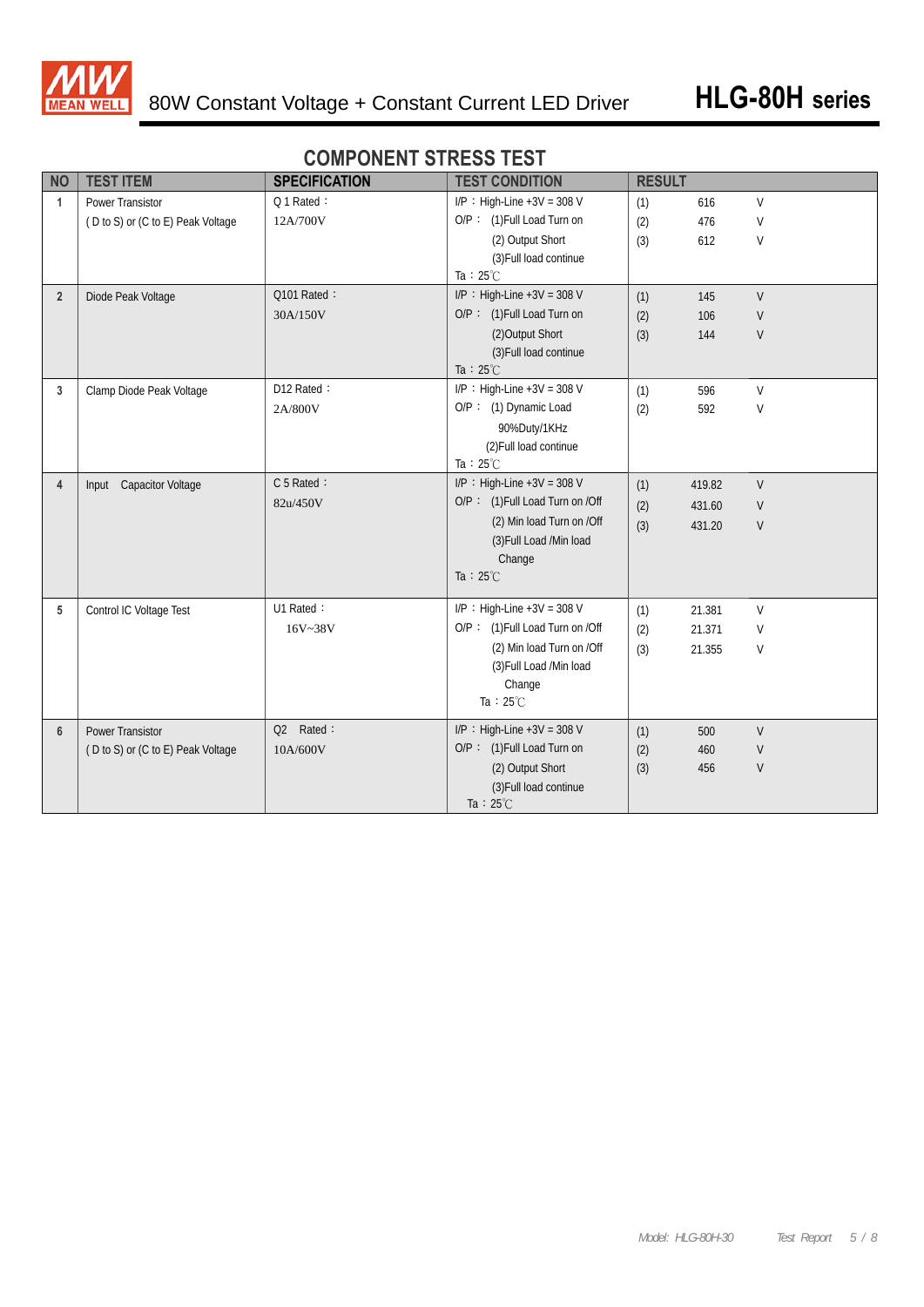## COMPONENT STRESS TEST

| NO | TEST ITEM | SPECIFICATION | TEST CONDITION | RESULT |
|---|---|---|---|---|
| 1 | Power Transistor<br>( D to S) or (C to E) Peak Voltage | Q 1 Rated：<br>12A/700V | I/P ：High-Line +3V = 308 V<br>O/P ： (1)Full Load Turn on<br>(2) Output Short<br>(3)Full load continue<br>Ta：25℃ | (1) 616 V<br>(2) 476 V<br>(3) 612 V |
| 2 | Diode Peak Voltage | Q101 Rated：<br>30A/150V | I/P ：High-Line +3V = 308 V<br>O/P ： (1)Full Load Turn on<br>(2)Output Short<br>(3)Full load continue<br>Ta：25℃ | (1) 145 V<br>(2) 106 V<br>(3) 144 V |
| 3 | Clamp Diode Peak Voltage | D12 Rated：<br>2A/800V | I/P ：High-Line +3V = 308 V<br>O/P ： (1) Dynamic Load<br>90%Duty/1KHz<br>(2)Full load continue<br>Ta：25℃ | (1) 596 V<br>(2) 592 V |
| 4 | Input Capacitor Voltage | C 5 Rated：<br>82u/450V | I/P ：High-Line +3V = 308 V<br>O/P ： (1)Full Load Turn on /Off<br>(2) Min load Turn on /Off<br>(3)Full Load /Min load<br>Change<br>Ta：25℃ | (1) 419.82 V<br>(2) 431.60 V<br>(3) 431.20 V |
| 5 | Control IC Voltage Test | U1 Rated：<br>16V~38V | I/P ：High-Line +3V = 308 V<br>O/P ： (1)Full Load Turn on /Off<br>(2) Min load Turn on /Off<br>(3)Full Load /Min load<br>Change<br>Ta：25℃ | (1) 21.381 V<br>(2) 21.371 V<br>(3) 21.355 V |
| 6 | Power Transistor<br>( D to S) or (C to E) Peak Voltage | Q2 Rated：<br>10A/600V | I/P ：High-Line +3V = 308 V<br>O/P ： (1)Full Load Turn on<br>(2) Output Short<br>(3)Full load continue<br>Ta：25℃ | (1) 500 V<br>(2) 460 V<br>(3) 456 V |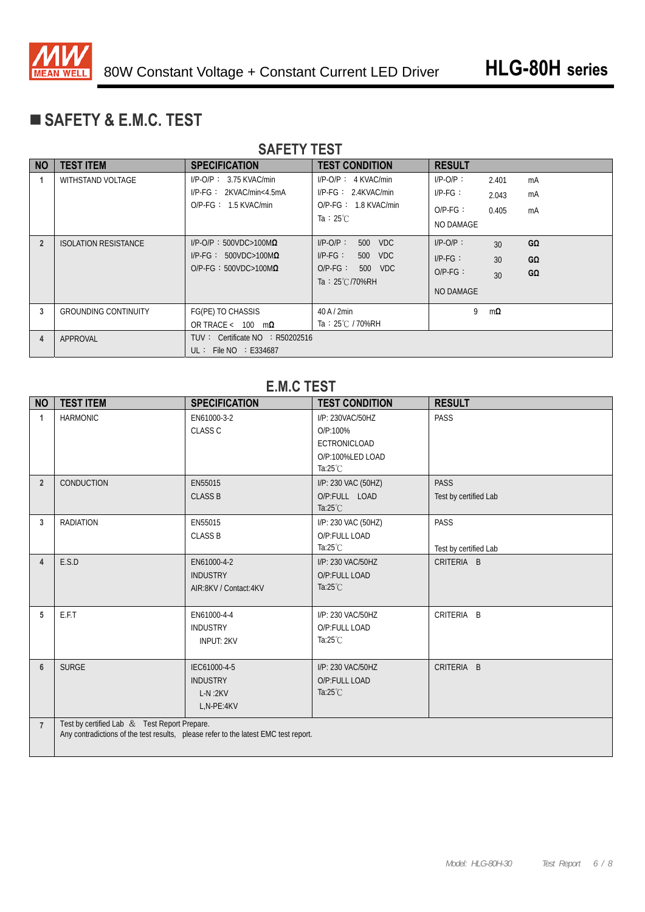# ■ SAFETY & E.M.C. TEST

## SAFETY TEST

| NO | TEST ITEM | SPECIFICATION | TEST CONDITION | RESULT |
|---|---|---|---|---|
| 1 | WITHSTAND VOLTAGE | I/P-O/P： 3.75 KVAC/min<br>I/P-FG： 2KVAC/min<4.5mA<br>O/P-FG： 1.5 KVAC/min | I/P-O/P： 4 KVAC/min<br>I/P-FG： 2.4KVAC/min<br>O/P-FG： 1.8 KVAC/min<br>Ta：25℃ | I/P-O/P： 2.401 mA<br>I/P-FG： 2.043 mA<br>O/P-FG： 0.405 mA<br>NO DAMAGE |
| 2 | ISOLATION RESISTANCE | I/P-O/P：500VDC>100MΩ<br>I/P-FG： 500VDC>100MΩ<br>O/P-FG：500VDC>100MΩ | I/P-O/P： 500 VDC<br>I/P-FG： 500 VDC<br>O/P-FG： 500 VDC<br>Ta：25℃/70%RH | I/P-O/P： 30 GΩ<br>I/P-FG： 30 GΩ<br>O/P-FG： 30 GΩ<br>NO DAMAGE |
| 3 | GROUNDING CONTINUITY | FG(PE) TO CHASSIS<br>OR TRACE < 100 mΩ | 40 A / 2min<br>Ta：25℃ / 70%RH | 9 mΩ |
| 4 | APPROVAL | TUV： Certificate NO ：R50202516<br>UL： File NO ：E334687 | | |

## E.M.C TEST

| NO | TEST ITEM | SPECIFICATION | TEST CONDITION | RESULT |
|---|---|---|---|---|
| 1 | HARMONIC | EN61000-3-2<br>CLASS C | I/P: 230VAC/50HZ<br>O/P:100%<br>ECTRONICLOAD<br>O/P:100%LED LOAD<br>Ta:25℃ | PASS |
| 2 | CONDUCTION | EN55015<br>CLASS B | I/P: 230 VAC (50HZ)<br>O/P:FULL LOAD<br>Ta:25℃ | PASS<br>Test by certified Lab |
| 3 | RADIATION | EN55015<br>CLASS B | I/P: 230 VAC (50HZ)<br>O/P:FULL LOAD<br>Ta:25℃ | PASS<br>Test by certified Lab |
| 4 | E.S.D | EN61000-4-2<br>INDUSTRY<br>AIR:8KV / Contact:4KV | I/P: 230 VAC/50HZ<br>O/P:FULL LOAD<br>Ta:25℃ | CRITERIA B |
| 5 | E.F.T | EN61000-4-4<br>INDUSTRY<br>INPUT: 2KV | I/P: 230 VAC/50HZ<br>O/P:FULL LOAD<br>Ta:25℃ | CRITERIA B |
| 6 | SURGE | IEC61000-4-5<br>INDUSTRY<br>L-N :2KV<br>L,N-PE:4KV | I/P: 230 VAC/50HZ<br>O/P:FULL LOAD<br>Ta:25℃ | CRITERIA B |
| 7 | Test by certified Lab ＆ Test Report Prepare.<br>Any contradictions of the test results, please refer to the latest EMC test report. | | | |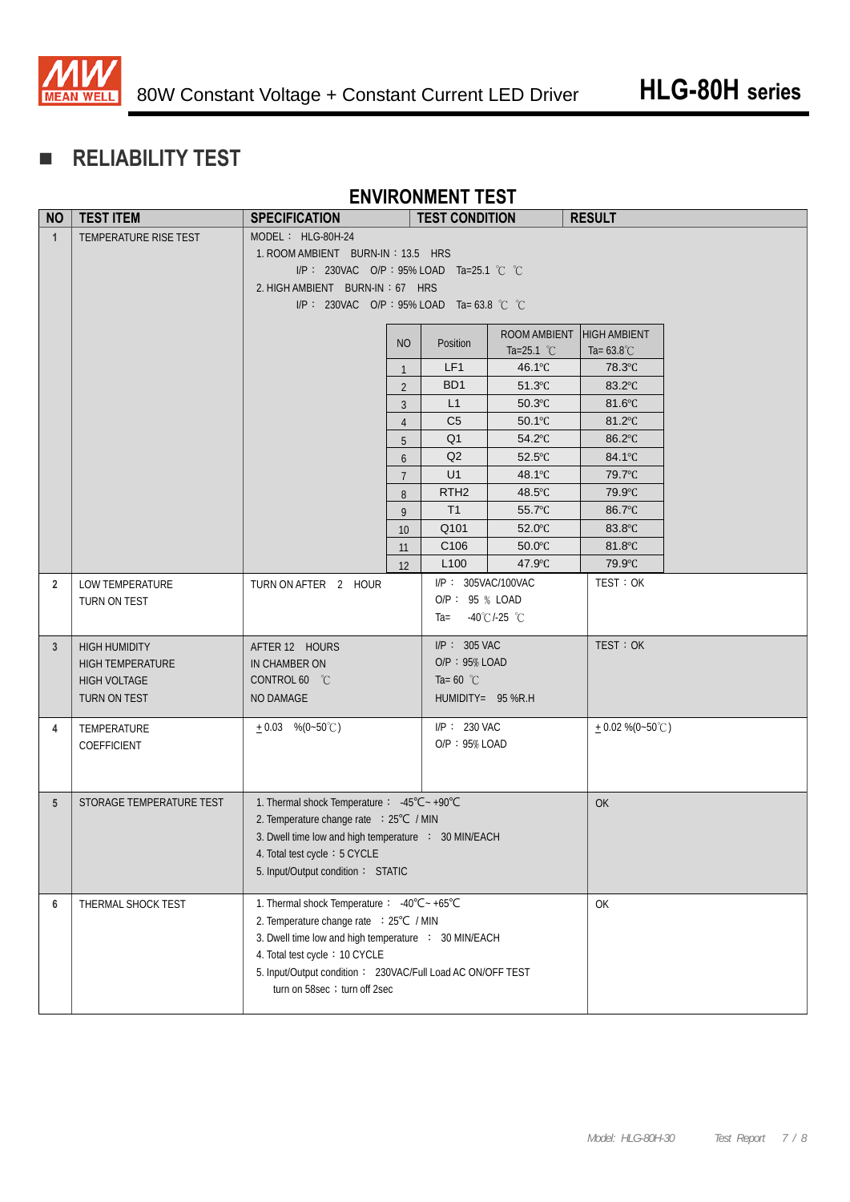## RELIABILITY TEST

### ENVIRONMENT TEST

| NO | TEST ITEM | SPECIFICATION | TEST CONDITION | RESULT |
|---|---|---|---|---|
| 1 | TEMPERATURE RISE TEST | MODEL： HLG-80H-24<br>1. ROOM AMBIENT BURN-IN：13.5 HRS<br>I/P： 230VAC O/P：95% LOAD Ta=25.1 ℃<br>2. HIGH AMBIENT BURN-IN：67 HRS<br>I/P： 230VAC O/P：95% LOAD Ta= 63.8 ℃ | | |
| 2 | LOW TEMPERATURE TURN ON TEST | TURN ON AFTER 2 HOUR | I/P： 305VAC/100VAC<br>O/P： 95 % LOAD<br>Ta= -40℃/-25 ℃ | TEST：OK |
| 3 | HIGH HUMIDITY HIGH TEMPERATURE HIGH VOLTAGE TURN ON TEST | AFTER 12 HOURS<br>IN CHAMBER ON<br>CONTROL 60 ℃<br>NO DAMAGE | I/P： 305 VAC<br>O/P：95% LOAD<br>Ta= 60 ℃<br>HUMIDITY= 95 %R.H | TEST：OK |
| 4 | TEMPERATURE COEFFICIENT | ±0.03 %(0~50℃) | I/P： 230 VAC<br>O/P：95% LOAD | ±0.02 %(0~50℃) |
| 5 | STORAGE TEMPERATURE TEST | 1. Thermal shock Temperature： -45℃~ +90℃<br>2. Temperature change rate ：25℃ / MIN<br>3. Dwell time low and high temperature ： 30 MIN/EACH<br>4. Total test cycle：5 CYCLE<br>5. Input/Output condition： STATIC | | OK |
| 6 | THERMAL SHOCK TEST | 1. Thermal shock Temperature： -40℃~ +65℃<br>2. Temperature change rate ：25℃ / MIN<br>3. Dwell time low and high temperature ： 30 MIN/EACH<br>4. Total test cycle：10 CYCLE<br>5. Input/Output condition： 230VAC/Full Load AC ON/OFF TEST<br>turn on 58sec；turn off 2sec | | OK |

Temperature rise test results (Item 1):

| NO | Position | ROOM AMBIENT Ta=25.1 ℃ | HIGH AMBIENT Ta= 63.8℃ |
|---|---|---|---|
| 1 | LF1 | 46.1℃ | 78.3℃ |
| 2 | BD1 | 51.3℃ | 83.2℃ |
| 3 | L1 | 50.3℃ | 81.6℃ |
| 4 | C5 | 50.1℃ | 81.2℃ |
| 5 | Q1 | 54.2℃ | 86.2℃ |
| 6 | Q2 | 52.5℃ | 84.1℃ |
| 7 | U1 | 48.1℃ | 79.7℃ |
| 8 | RTH2 | 48.5℃ | 79.9℃ |
| 9 | T1 | 55.7℃ | 86.7℃ |
| 10 | Q101 | 52.0℃ | 83.8℃ |
| 11 | C106 | 50.0℃ | 81.8℃ |
| 12 | L100 | 47.9℃ | 79.9℃ |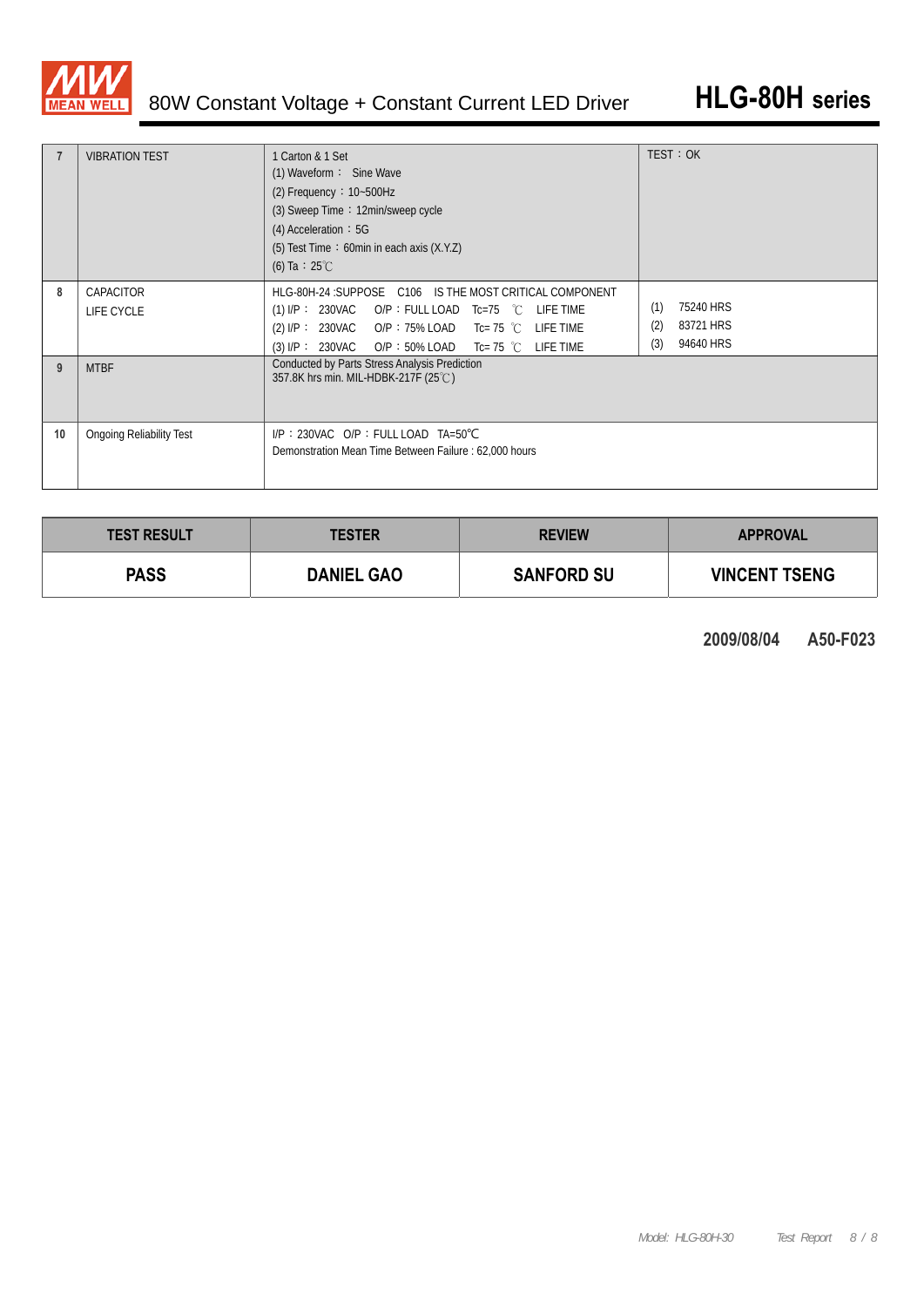| | | | |
|---|---|---|---|
| 7 | VIBRATION TEST | 1 Carton & 1 Set<br>(1) Waveform： Sine Wave<br>(2) Frequency：10~500Hz<br>(3) Sweep Time：12min/sweep cycle<br>(4) Acceleration：5G<br>(5) Test Time：60min in each axis (X.Y.Z)<br>(6) Ta：25℃ | TEST：OK |
| 8 | CAPACITOR LIFE CYCLE | HLG-80H-24 :SUPPOSE C106 IS THE MOST CRITICAL COMPONENT<br>(1) I/P： 230VAC O/P：FULL LOAD Tc=75 ℃ LIFE TIME<br>(2) I/P： 230VAC O/P：75% LOAD Tc= 75 ℃ LIFE TIME<br>(3) I/P： 230VAC O/P：50% LOAD Tc= 75 ℃ LIFE TIME | (1) 75240 HRS<br>(2) 83721 HRS<br>(3) 94640 HRS |
| 9 | MTBF | Conducted by Parts Stress Analysis Prediction<br>357.8K hrs min. MIL-HDBK-217F (25℃) | |
| 10 | Ongoing Reliability Test | I/P：230VAC O/P：FULL LOAD TA=50℃<br>Demonstration Mean Time Between Failure : 62,000 hours | |

| TEST RESULT | TESTER | REVIEW | APPROVAL |
|---|---|---|---|
| **PASS** | **DANIEL GAO** | **SANFORD SU** | **VINCENT TSENG** |

**2009/08/04 A50-F023**